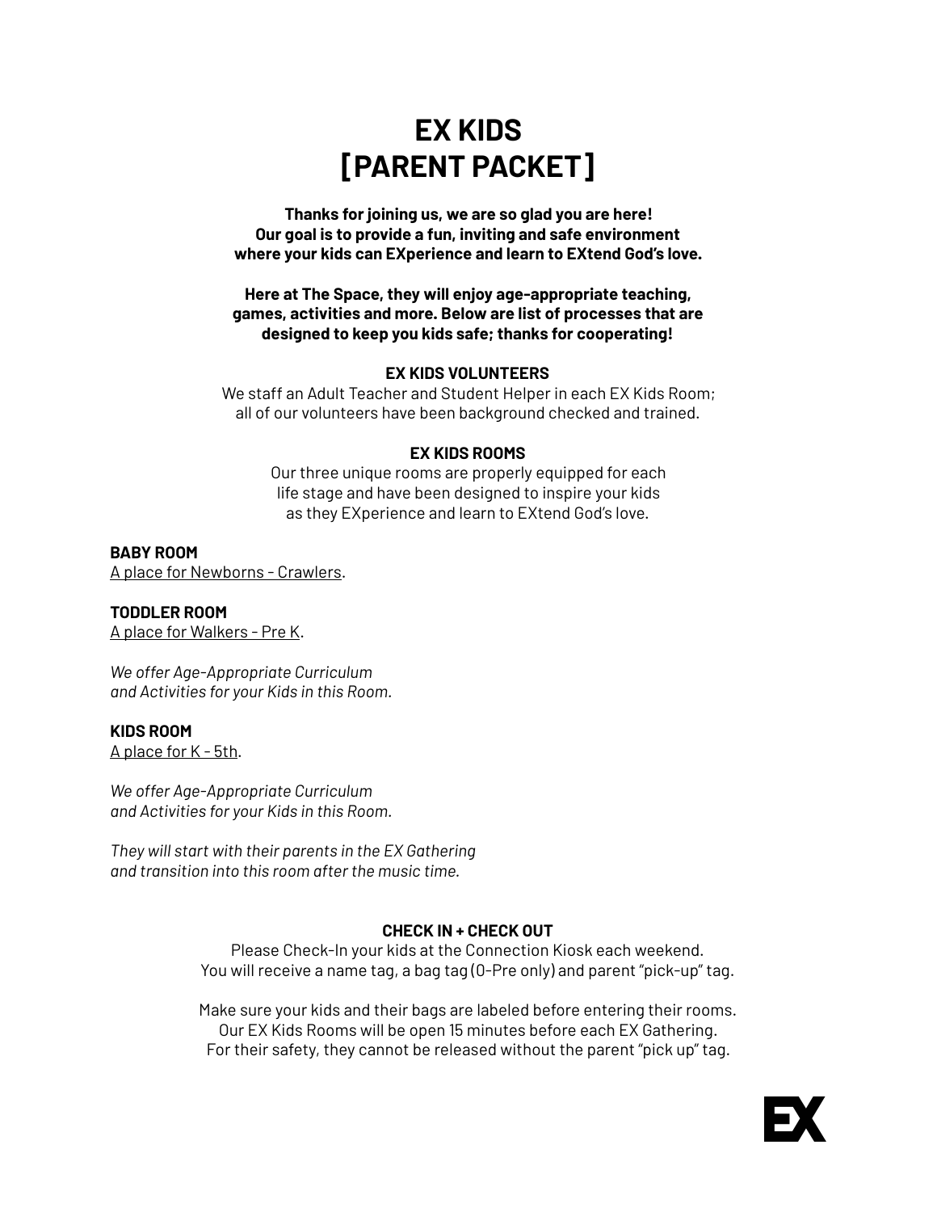# EX KIDS
# [PARENT PACKET]

**Thanks for joining us, we are so glad you are here!**
**Our goal is to provide a fun, inviting and safe environment where your kids can EXperience and learn to EXtend God's love.**

**Here at The Space, they will enjoy age-appropriate teaching, games, activities and more. Below are list of processes that are designed to keep you kids safe; thanks for cooperating!**

### EX KIDS VOLUNTEERS

We staff an Adult Teacher and Student Helper in each EX Kids Room; all of our volunteers have been background checked and trained.

### EX KIDS ROOMS

Our three unique rooms are properly equipped for each life stage and have been designed to inspire your kids as they EXperience and learn to EXtend God's love.

**BABY ROOM**
<u>A place for Newborns - Crawlers</u>.

**TODDLER ROOM**
<u>A place for Walkers - Pre K</u>.

*We offer Age-Appropriate Curriculum and Activities for your Kids in this Room.*

**KIDS ROOM**
<u>A place for K - 5th</u>.

*We offer Age-Appropriate Curriculum and Activities for your Kids in this Room.*

*They will start with their parents in the EX Gathering and transition into this room after the music time.*

### CHECK IN + CHECK OUT

Please Check-In your kids at the Connection Kiosk each weekend.
You will receive a name tag, a bag tag (0-Pre only) and parent "pick-up" tag.

Make sure your kids and their bags are labeled before entering their rooms.
Our EX Kids Rooms will be open 15 minutes before each EX Gathering.
For their safety, they cannot be released without the parent "pick up" tag.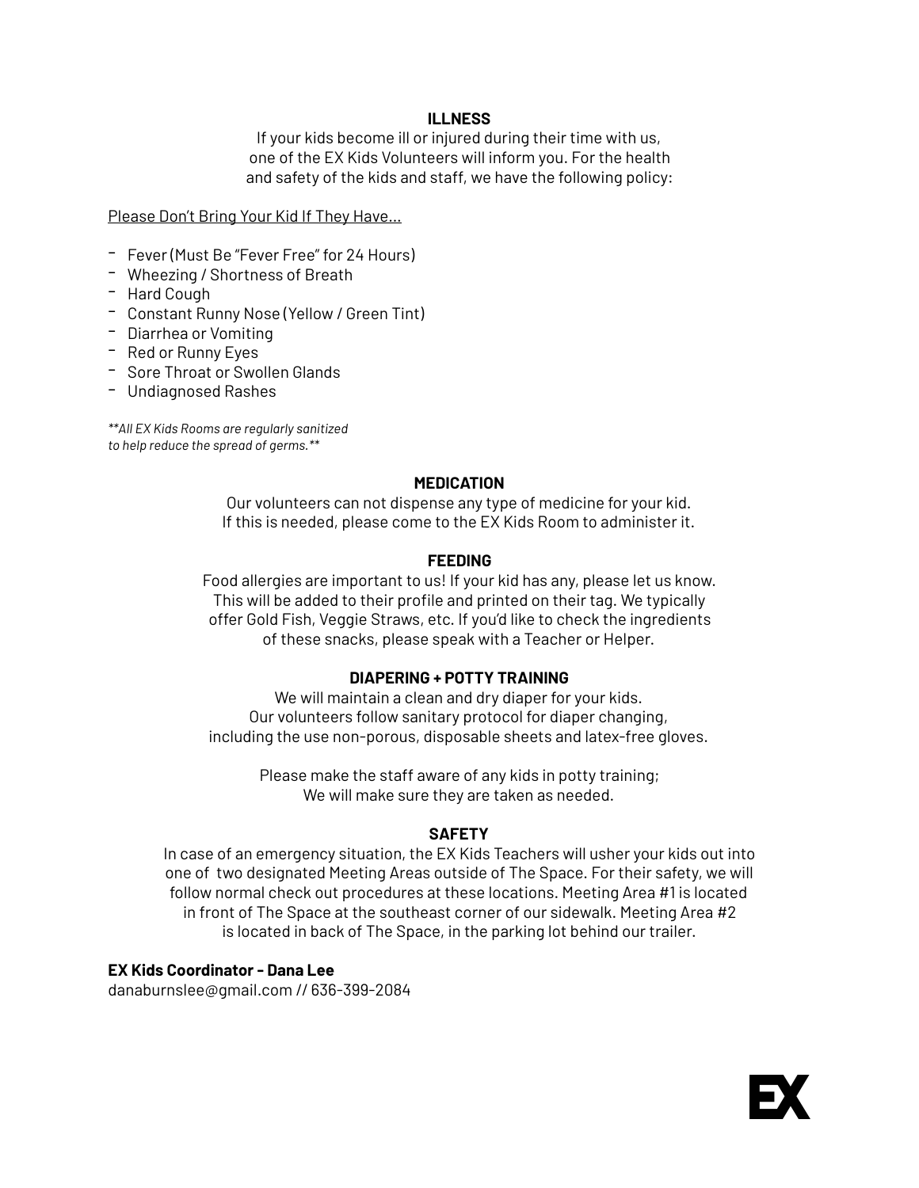## ILLNESS

If your kids become ill or injured during their time with us, one of the EX Kids Volunteers will inform you. For the health and safety of the kids and staff, we have the following policy:

<u>Please Don't Bring Your Kid If They Have...</u>

- Fever (Must Be "Fever Free" for 24 Hours)
- Wheezing / Shortness of Breath
- Hard Cough
- Constant Runny Nose (Yellow / Green Tint)
- Diarrhea or Vomiting
- Red or Runny Eyes
- Sore Throat or Swollen Glands
- Undiagnosed Rashes

*\*\*All EX Kids Rooms are regularly sanitized to help reduce the spread of germs.\*\**

## MEDICATION

Our volunteers can not dispense any type of medicine for your kid. If this is needed, please come to the EX Kids Room to administer it.

## FEEDING

Food allergies are important to us! If your kid has any, please let us know. This will be added to their profile and printed on their tag. We typically offer Gold Fish, Veggie Straws, etc. If you'd like to check the ingredients of these snacks, please speak with a Teacher or Helper.

## DIAPERING + POTTY TRAINING

We will maintain a clean and dry diaper for your kids. Our volunteers follow sanitary protocol for diaper changing, including the use non-porous, disposable sheets and latex-free gloves.

Please make the staff aware of any kids in potty training; We will make sure they are taken as needed.

## SAFETY

In case of an emergency situation, the EX Kids Teachers will usher your kids out into one of two designated Meeting Areas outside of The Space. For their safety, we will follow normal check out procedures at these locations. Meeting Area #1 is located in front of The Space at the southeast corner of our sidewalk. Meeting Area #2 is located in back of The Space, in the parking lot behind our trailer.

**EX Kids Coordinator - Dana Lee**
danaburnslee@gmail.com // 636-399-2084